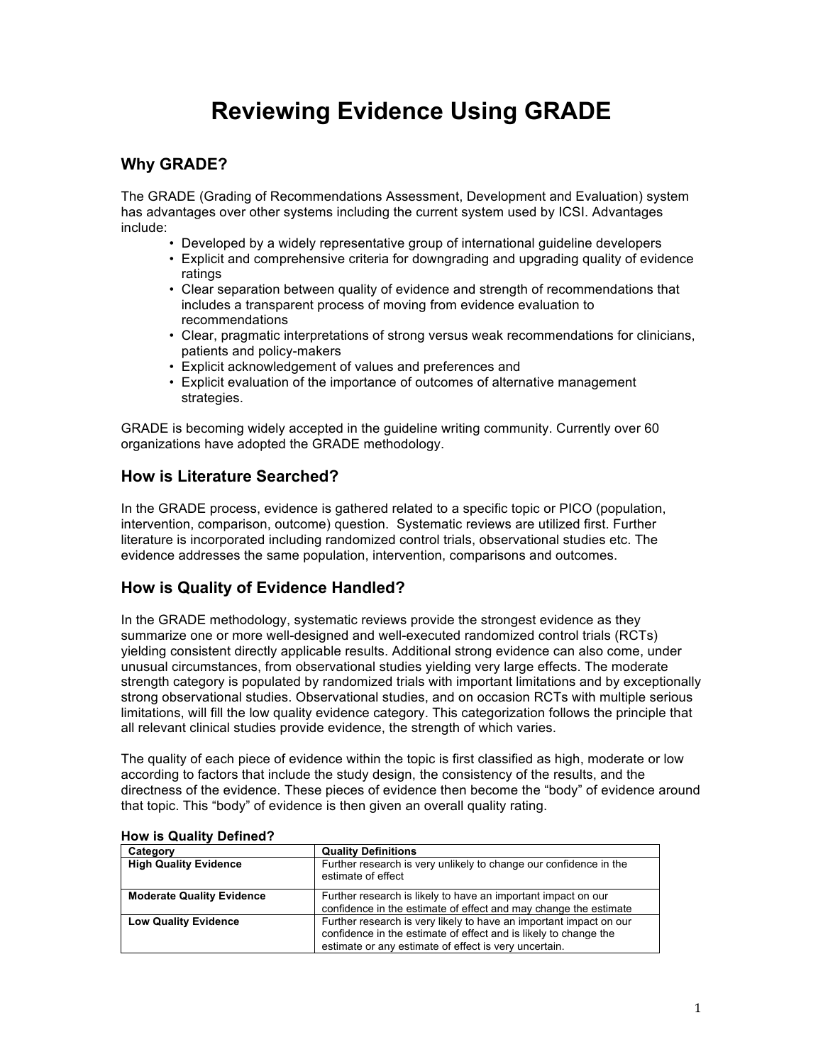# Reviewing Evidence Using GRADE

## Why GRADE?

The GRADE (Grading of Recommendations Assessment, Development and Evaluation) system has advantages over other systems including the current system used by ICSI. Advantages include:

- Developed by a widely representative group of international guideline developers
- Explicit and comprehensive criteria for downgrading and upgrading quality of evidence ratings
- Clear separation between quality of evidence and strength of recommendations that includes a transparent process of moving from evidence evaluation to recommendations
- Clear, pragmatic interpretations of strong versus weak recommendations for clinicians, patients and policy-makers
- Explicit acknowledgement of values and preferences and
- Explicit evaluation of the importance of outcomes of alternative management strategies.

GRADE is becoming widely accepted in the guideline writing community. Currently over 60 organizations have adopted the GRADE methodology.

## How is Literature Searched?

In the GRADE process, evidence is gathered related to a specific topic or PICO (population, intervention, comparison, outcome) question. Systematic reviews are utilized first. Further literature is incorporated including randomized control trials, observational studies etc. The evidence addresses the same population, intervention, comparisons and outcomes.

## How is Quality of Evidence Handled?

In the GRADE methodology, systematic reviews provide the strongest evidence as they summarize one or more well-designed and well-executed randomized control trials (RCTs) yielding consistent directly applicable results. Additional strong evidence can also come, under unusual circumstances, from observational studies yielding very large effects. The moderate strength category is populated by randomized trials with important limitations and by exceptionally strong observational studies. Observational studies, and on occasion RCTs with multiple serious limitations, will fill the low quality evidence category. This categorization follows the principle that all relevant clinical studies provide evidence, the strength of which varies.

The quality of each piece of evidence within the topic is first classified as high, moderate or low according to factors that include the study design, the consistency of the results, and the directness of the evidence. These pieces of evidence then become the "body" of evidence around that topic. This "body" of evidence is then given an overall quality rating.

### How is Quality Defined?

| Category | Quality Definitions |
|---|---|
| **High Quality Evidence** | Further research is very unlikely to change our confidence in the estimate of effect |
| **Moderate Quality Evidence** | Further research is likely to have an important impact on our confidence in the estimate of effect and may change the estimate |
| **Low Quality Evidence** | Further research is very likely to have an important impact on our confidence in the estimate of effect and is likely to change the estimate or any estimate of effect is very uncertain. |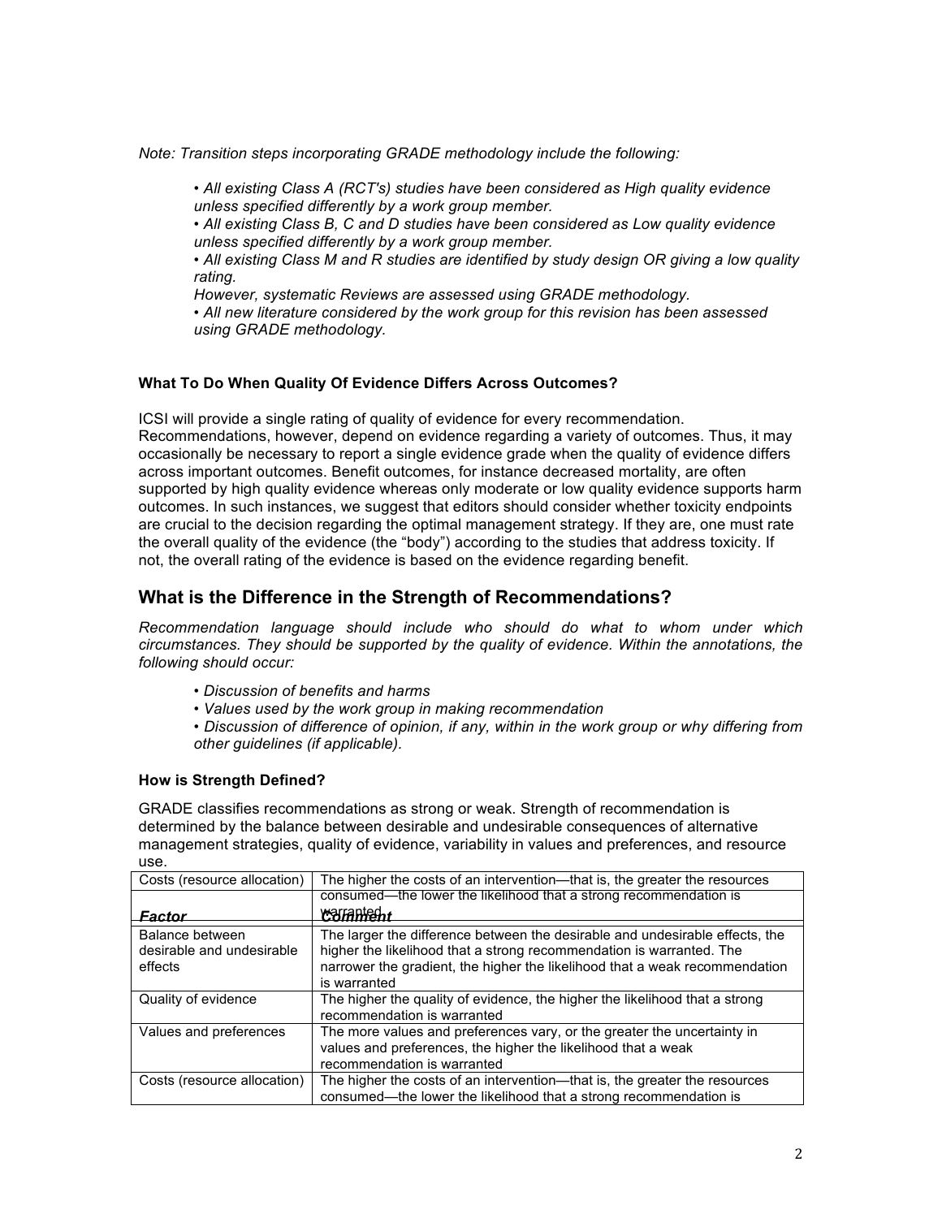*Note: Transition steps incorporating GRADE methodology include the following:*

> • *All existing Class A (RCT's) studies have been considered as High quality evidence unless specified differently by a work group member.*
> • *All existing Class B, C and D studies have been considered as Low quality evidence unless specified differently by a work group member.*
> • *All existing Class M and R studies are identified by study design OR giving a low quality rating.*
> *However, systematic Reviews are assessed using GRADE methodology.*
> • *All new literature considered by the work group for this revision has been assessed using GRADE methodology.*

### What To Do When Quality Of Evidence Differs Across Outcomes?

ICSI will provide a single rating of quality of evidence for every recommendation. Recommendations, however, depend on evidence regarding a variety of outcomes. Thus, it may occasionally be necessary to report a single evidence grade when the quality of evidence differs across important outcomes. Benefit outcomes, for instance decreased mortality, are often supported by high quality evidence whereas only moderate or low quality evidence supports harm outcomes. In such instances, we suggest that editors should consider whether toxicity endpoints are crucial to the decision regarding the optimal management strategy. If they are, one must rate the overall quality of the evidence (the "body") according to the studies that address toxicity. If not, the overall rating of the evidence is based on the evidence regarding benefit.

## What is the Difference in the Strength of Recommendations?

*Recommendation language should include who should do what to whom under which circumstances. They should be supported by the quality of evidence. Within the annotations, the following should occur:*

> • *Discussion of benefits and harms*
> • *Values used by the work group in making recommendation*
> • *Discussion of difference of opinion, if any, within in the work group or why differing from other guidelines (if applicable).*

### How is Strength Defined?

GRADE classifies recommendations as strong or weak. Strength of recommendation is determined by the balance between desirable and undesirable consequences of alternative management strategies, quality of evidence, variability in values and preferences, and resource use.

| ***Factor*** | ***Comment*** |
|---|---|
| Balance between desirable and undesirable effects | The larger the difference between the desirable and undesirable effects, the higher the likelihood that a strong recommendation is warranted. The narrower the gradient, the higher the likelihood that a weak recommendation is warranted |
| Quality of evidence | The higher the quality of evidence, the higher the likelihood that a strong recommendation is warranted |
| Values and preferences | The more values and preferences vary, or the greater the uncertainty in values and preferences, the higher the likelihood that a weak recommendation is warranted |
| Costs (resource allocation) | The higher the costs of an intervention—that is, the greater the resources consumed—the lower the likelihood that a strong recommendation is warranted |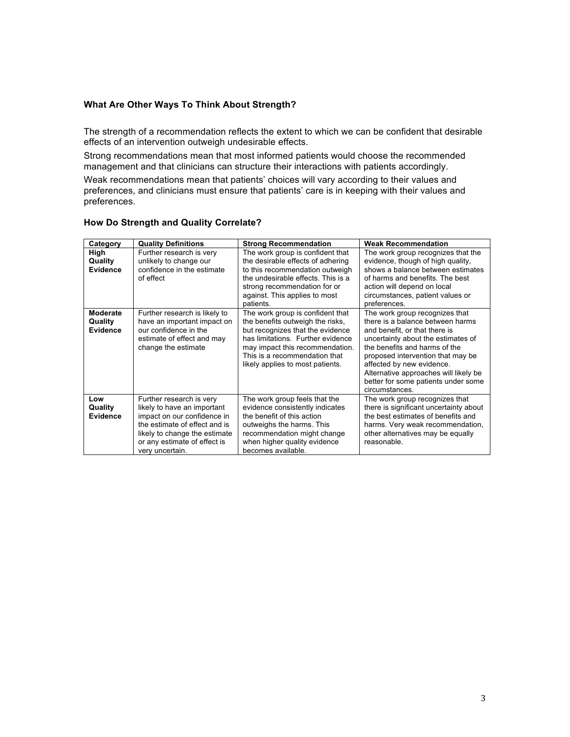### What Are Other Ways To Think About Strength?

The strength of a recommendation reflects the extent to which we can be confident that desirable effects of an intervention outweigh undesirable effects.

Strong recommendations mean that most informed patients would choose the recommended management and that clinicians can structure their interactions with patients accordingly.

Weak recommendations mean that patients' choices will vary according to their values and preferences, and clinicians must ensure that patients' care is in keeping with their values and preferences.

### How Do Strength and Quality Correlate?

| Category | Quality Definitions | Strong Recommendation | Weak Recommendation |
|---|---|---|---|
| **High Quality Evidence** | Further research is very unlikely to change our confidence in the estimate of effect | The work group is confident that the desirable effects of adhering to this recommendation outweigh the undesirable effects. This is a strong recommendation for or against. This applies to most patients. | The work group recognizes that the evidence, though of high quality, shows a balance between estimates of harms and benefits. The best action will depend on local circumstances, patient values or preferences. |
| **Moderate Quality Evidence** | Further research is likely to have an important impact on our confidence in the estimate of effect and may change the estimate | The work group is confident that the benefits outweigh the risks, but recognizes that the evidence has limitations. Further evidence may impact this recommendation. This is a recommendation that likely applies to most patients. | The work group recognizes that there is a balance between harms and benefit, or that there is uncertainty about the estimates of the benefits and harms of the proposed intervention that may be affected by new evidence. Alternative approaches will likely be better for some patients under some circumstances. |
| **Low Quality Evidence** | Further research is very likely to have an important impact on our confidence in the estimate of effect and is likely to change the estimate or any estimate of effect is very uncertain. | The work group feels that the evidence consistently indicates the benefit of this action outweighs the harms. This recommendation might change when higher quality evidence becomes available. | The work group recognizes that there is significant uncertainty about the best estimates of benefits and harms. Very weak recommendation, other alternatives may be equally reasonable. |